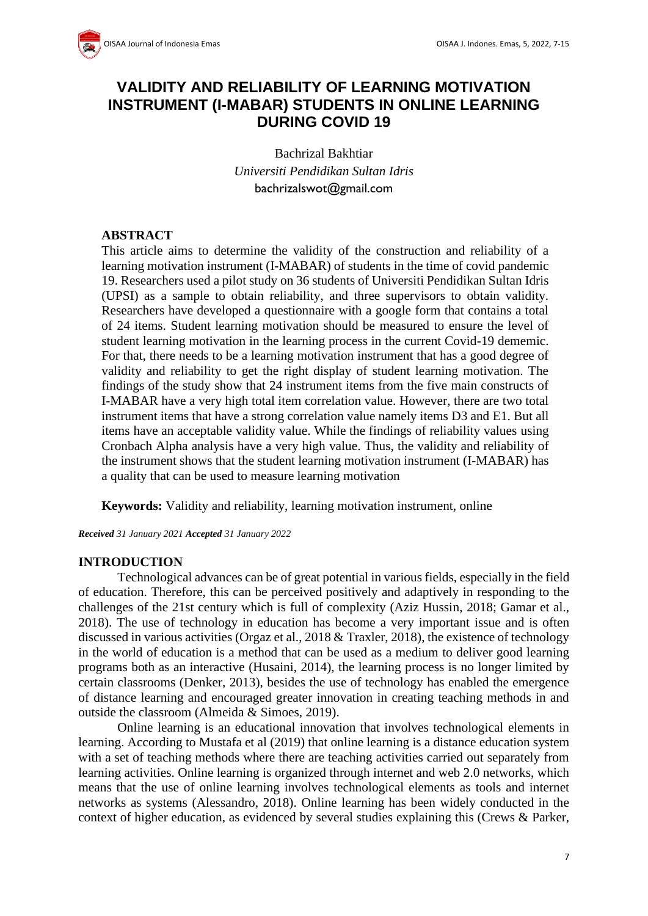# VALIDITY AND RELIABILITY OF LEARNING MOTIVATION INSTRUMENT (I-MABAR) STUDENTS IN ONLINE LEARNING DURING COVID 19

Bachrizal Bakhtiar

*Universiti Pendidikan Sultan Idris*

bachrizalswot@gmail.com

## ABSTRACT

This article aims to determine the validity of the construction and reliability of a learning motivation instrument (I-MABAR) of students in the time of covid pandemic 19. Researchers used a pilot study on 36 students of Universiti Pendidikan Sultan Idris (UPSI) as a sample to obtain reliability, and three supervisors to obtain validity. Researchers have developed a questionnaire with a google form that contains a total of 24 items. Student learning motivation should be measured to ensure the level of student learning motivation in the learning process in the current Covid-19 dememic. For that, there needs to be a learning motivation instrument that has a good degree of validity and reliability to get the right display of student learning motivation. The findings of the study show that 24 instrument items from the five main constructs of I-MABAR have a very high total item correlation value. However, there are two total instrument items that have a strong correlation value namely items D3 and E1. But all items have an acceptable validity value. While the findings of reliability values using Cronbach Alpha analysis have a very high value. Thus, the validity and reliability of the instrument shows that the student learning motivation instrument (I-MABAR) has a quality that can be used to measure learning motivation

**Keywords:** Validity and reliability, learning motivation instrument, online

***Received*** *31 January 2021* ***Accepted*** *31 January 2022*

## INTRODUCTION

Technological advances can be of great potential in various fields, especially in the field of education. Therefore, this can be perceived positively and adaptively in responding to the challenges of the 21st century which is full of complexity (Aziz Hussin, 2018; Gamar et al., 2018). The use of technology in education has become a very important issue and is often discussed in various activities (Orgaz et al., 2018 & Traxler, 2018), the existence of technology in the world of education is a method that can be used as a medium to deliver good learning programs both as an interactive (Husaini, 2014), the learning process is no longer limited by certain classrooms (Denker, 2013), besides the use of technology has enabled the emergence of distance learning and encouraged greater innovation in creating teaching methods in and outside the classroom (Almeida & Simoes, 2019).

Online learning is an educational innovation that involves technological elements in learning. According to Mustafa et al (2019) that online learning is a distance education system with a set of teaching methods where there are teaching activities carried out separately from learning activities. Online learning is organized through internet and web 2.0 networks, which means that the use of online learning involves technological elements as tools and internet networks as systems (Alessandro, 2018). Online learning has been widely conducted in the context of higher education, as evidenced by several studies explaining this (Crews & Parker,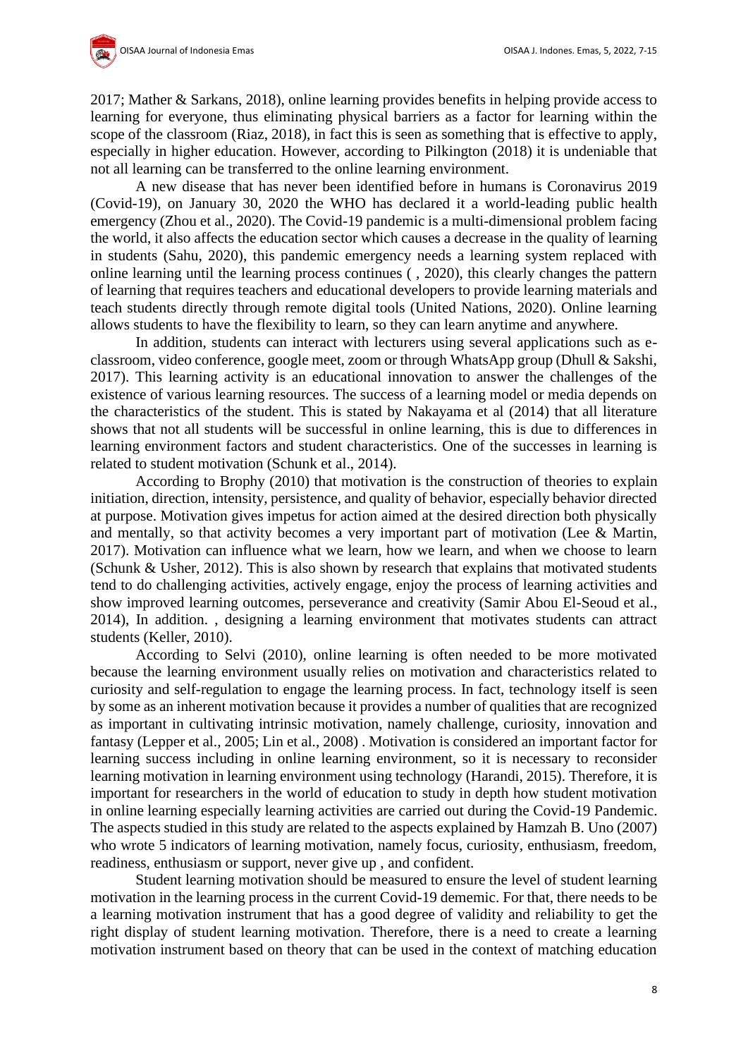2017; Mather & Sarkans, 2018), online learning provides benefits in helping provide access to learning for everyone, thus eliminating physical barriers as a factor for learning within the scope of the classroom (Riaz, 2018), in fact this is seen as something that is effective to apply, especially in higher education. However, according to Pilkington (2018) it is undeniable that not all learning can be transferred to the online learning environment.

A new disease that has never been identified before in humans is Coronavirus 2019 (Covid-19), on January 30, 2020 the WHO has declared it a world-leading public health emergency (Zhou et al., 2020). The Covid-19 pandemic is a multi-dimensional problem facing the world, it also affects the education sector which causes a decrease in the quality of learning in students (Sahu, 2020), this pandemic emergency needs a learning system replaced with online learning until the learning process continues ( , 2020), this clearly changes the pattern of learning that requires teachers and educational developers to provide learning materials and teach students directly through remote digital tools (United Nations, 2020). Online learning allows students to have the flexibility to learn, so they can learn anytime and anywhere.

In addition, students can interact with lecturers using several applications such as e-classroom, video conference, google meet, zoom or through WhatsApp group (Dhull & Sakshi, 2017). This learning activity is an educational innovation to answer the challenges of the existence of various learning resources. The success of a learning model or media depends on the characteristics of the student. This is stated by Nakayama et al (2014) that all literature shows that not all students will be successful in online learning, this is due to differences in learning environment factors and student characteristics. One of the successes in learning is related to student motivation (Schunk et al., 2014).

According to Brophy (2010) that motivation is the construction of theories to explain initiation, direction, intensity, persistence, and quality of behavior, especially behavior directed at purpose. Motivation gives impetus for action aimed at the desired direction both physically and mentally, so that activity becomes a very important part of motivation (Lee & Martin, 2017). Motivation can influence what we learn, how we learn, and when we choose to learn (Schunk & Usher, 2012). This is also shown by research that explains that motivated students tend to do challenging activities, actively engage, enjoy the process of learning activities and show improved learning outcomes, perseverance and creativity (Samir Abou El-Seoud et al., 2014), In addition. , designing a learning environment that motivates students can attract students (Keller, 2010).

According to Selvi (2010), online learning is often needed to be more motivated because the learning environment usually relies on motivation and characteristics related to curiosity and self-regulation to engage the learning process. In fact, technology itself is seen by some as an inherent motivation because it provides a number of qualities that are recognized as important in cultivating intrinsic motivation, namely challenge, curiosity, innovation and fantasy (Lepper et al., 2005; Lin et al., 2008) . Motivation is considered an important factor for learning success including in online learning environment, so it is necessary to reconsider learning motivation in learning environment using technology (Harandi, 2015). Therefore, it is important for researchers in the world of education to study in depth how student motivation in online learning especially learning activities are carried out during the Covid-19 Pandemic. The aspects studied in this study are related to the aspects explained by Hamzah B. Uno (2007) who wrote 5 indicators of learning motivation, namely focus, curiosity, enthusiasm, freedom, readiness, enthusiasm or support, never give up , and confident.

Student learning motivation should be measured to ensure the level of student learning motivation in the learning process in the current Covid-19 dememic. For that, there needs to be a learning motivation instrument that has a good degree of validity and reliability to get the right display of student learning motivation. Therefore, there is a need to create a learning motivation instrument based on theory that can be used in the context of matching education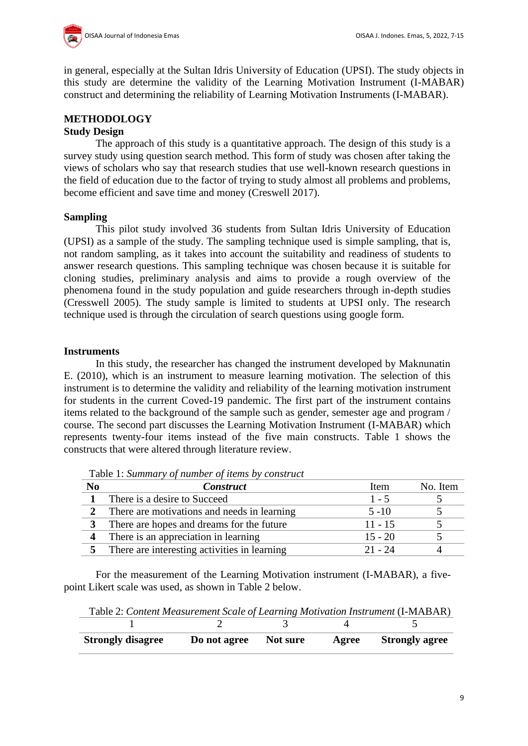in general, especially at the Sultan Idris University of Education (UPSI). The study objects in this study are determine the validity of the Learning Motivation Instrument (I-MABAR) construct and determining the reliability of Learning Motivation Instruments (I-MABAR).

## METHODOLOGY

### Study Design

The approach of this study is a quantitative approach. The design of this study is a survey study using question search method. This form of study was chosen after taking the views of scholars who say that research studies that use well-known research questions in the field of education due to the factor of trying to study almost all problems and problems, become efficient and save time and money (Creswell 2017).

### Sampling

This pilot study involved 36 students from Sultan Idris University of Education (UPSI) as a sample of the study. The sampling technique used is simple sampling, that is, not random sampling, as it takes into account the suitability and readiness of students to answer research questions. This sampling technique was chosen because it is suitable for cloning studies, preliminary analysis and aims to provide a rough overview of the phenomena found in the study population and guide researchers through in-depth studies (Cresswell 2005). The study sample is limited to students at UPSI only. The research technique used is through the circulation of search questions using google form.

### Instruments

In this study, the researcher has changed the instrument developed by Maknunatin E. (2010), which is an instrument to measure learning motivation. The selection of this instrument is to determine the validity and reliability of the learning motivation instrument for students in the current Coved-19 pandemic. The first part of the instrument contains items related to the background of the sample such as gender, semester age and program / course. The second part discusses the Learning Motivation Instrument (I-MABAR) which represents twenty-four items instead of the five main constructs. Table 1 shows the constructs that were altered through literature review.

Table 1: *Summary of number of items by construct*

| No | *Construct* | Item | No. Item |
|---|---|---|---|
| **1** | There is a desire to Succeed | 1 - 5 | 5 |
| **2** | There are motivations and needs in learning | 5 -10 | 5 |
| **3** | There are hopes and dreams for the future | 11 - 15 | 5 |
| **4** | There is an appreciation in learning | 15 - 20 | 5 |
| **5** | There are interesting activities in learning | 21 - 24 | 4 |

For the measurement of the Learning Motivation instrument (I-MABAR), a five-point Likert scale was used, as shown in Table 2 below.

Table 2: *Content Measurement Scale of Learning Motivation Instrument* (I-MABAR)

| 1 | 2 | 3 | 4 | 5 |
|---|---|---|---|---|
| **Strongly disagree** | **Do not agree** | **Not sure** | **Agree** | **Strongly agree** |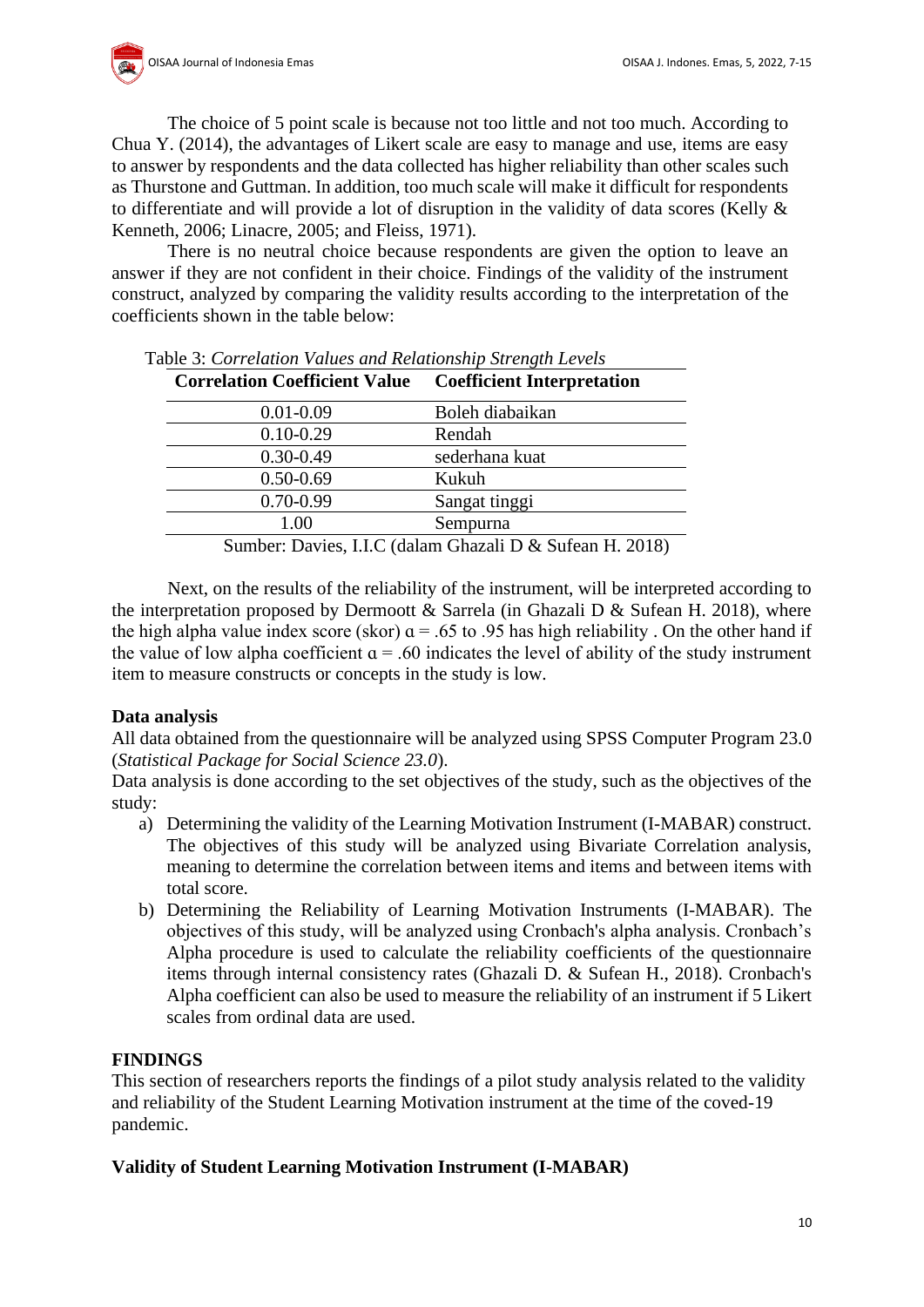The choice of 5 point scale is because not too little and not too much. According to Chua Y. (2014), the advantages of Likert scale are easy to manage and use, items are easy to answer by respondents and the data collected has higher reliability than other scales such as Thurstone and Guttman. In addition, too much scale will make it difficult for respondents to differentiate and will provide a lot of disruption in the validity of data scores (Kelly & Kenneth, 2006; Linacre, 2005; and Fleiss, 1971).

There is no neutral choice because respondents are given the option to leave an answer if they are not confident in their choice. Findings of the validity of the instrument construct, analyzed by comparing the validity results according to the interpretation of the coefficients shown in the table below:

Table 3: *Correlation Values and Relationship Strength Levels*

| Correlation Coefficient Value | Coefficient Interpretation |
|---|---|
| 0.01-0.09 | Boleh diabaikan |
| 0.10-0.29 | Rendah |
| 0.30-0.49 | sederhana kuat |
| 0.50-0.69 | Kukuh |
| 0.70-0.99 | Sangat tinggi |
| 1.00 | Sempurna |

Sumber: Davies, I.I.C (dalam Ghazali D & Sufean H. 2018)

Next, on the results of the reliability of the instrument, will be interpreted according to the interpretation proposed by Dermoott & Sarrela (in Ghazali D & Sufean H. 2018), where the high alpha value index score (skor) $\alpha = .65$ to $.95$ has high reliability . On the other hand if the value of low alpha coefficient $\alpha = .60$ indicates the level of ability of the study instrument item to measure constructs or concepts in the study is low.

**Data analysis**

All data obtained from the questionnaire will be analyzed using SPSS Computer Program 23.0 (*Statistical Package for Social Science 23.0*).

Data analysis is done according to the set objectives of the study, such as the objectives of the study:

a) Determining the validity of the Learning Motivation Instrument (I-MABAR) construct. The objectives of this study will be analyzed using Bivariate Correlation analysis, meaning to determine the correlation between items and items and between items with total score.
b) Determining the Reliability of Learning Motivation Instruments (I-MABAR). The objectives of this study, will be analyzed using Cronbach's alpha analysis. Cronbach's Alpha procedure is used to calculate the reliability coefficients of the questionnaire items through internal consistency rates (Ghazali D. & Sufean H., 2018). Cronbach's Alpha coefficient can also be used to measure the reliability of an instrument if 5 Likert scales from ordinal data are used.

## FINDINGS

This section of researchers reports the findings of a pilot study analysis related to the validity and reliability of the Student Learning Motivation instrument at the time of the coved-19 pandemic.

### Validity of Student Learning Motivation Instrument (I-MABAR)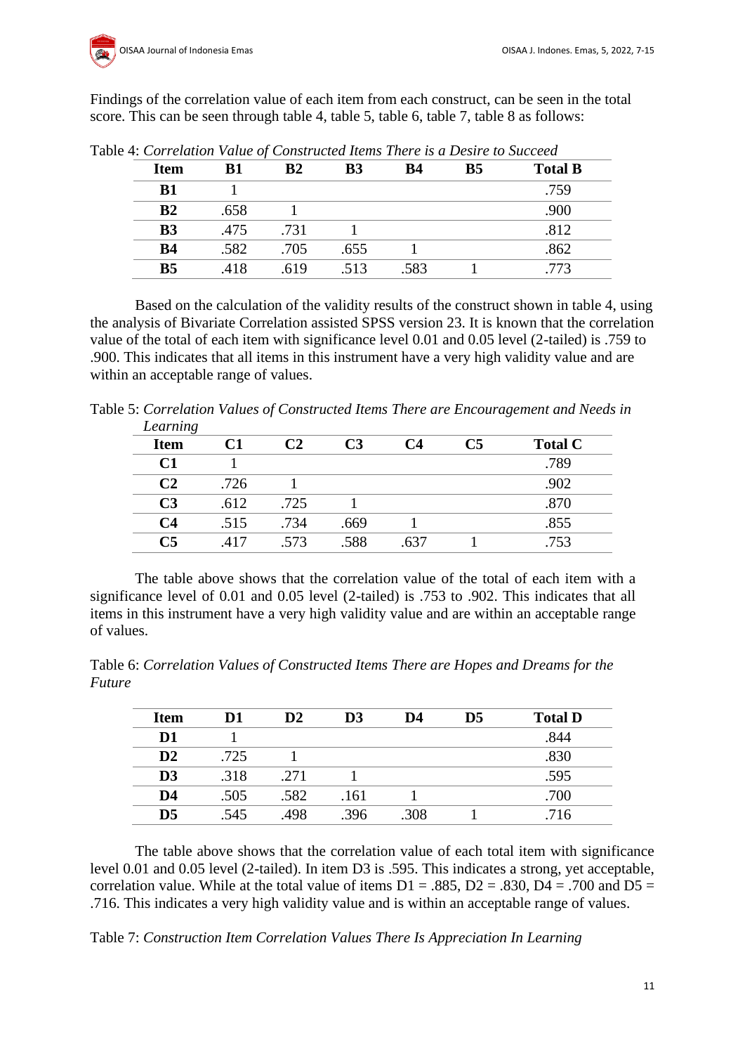Findings of the correlation value of each item from each construct, can be seen in the total score. This can be seen through table 4, table 5, table 6, table 7, table 8 as follows:

Table 4: *Correlation Value of Constructed Items There is a Desire to Succeed*

| Item | B1 | B2 | B3 | B4 | B5 | Total B |
|---|---|---|---|---|---|---|
| **B1** | 1 | | | | | .759 |
| **B2** | .658 | 1 | | | | .900 |
| **B3** | .475 | .731 | 1 | | | .812 |
| **B4** | .582 | .705 | .655 | 1 | | .862 |
| **B5** | .418 | .619 | .513 | .583 | 1 | .773 |

Based on the calculation of the validity results of the construct shown in table 4, using the analysis of Bivariate Correlation assisted SPSS version 23. It is known that the correlation value of the total of each item with significance level 0.01 and 0.05 level (2-tailed) is .759 to .900. This indicates that all items in this instrument have a very high validity value and are within an acceptable range of values.

Table 5: *Correlation Values of Constructed Items There are Encouragement and Needs in Learning*

| Item | C1 | C2 | C3 | C4 | C5 | Total C |
|---|---|---|---|---|---|---|
| **C1** | 1 | | | | | .789 |
| **C2** | .726 | 1 | | | | .902 |
| **C3** | .612 | .725 | 1 | | | .870 |
| **C4** | .515 | .734 | .669 | 1 | | .855 |
| **C5** | .417 | .573 | .588 | .637 | 1 | .753 |

The table above shows that the correlation value of the total of each item with a significance level of 0.01 and 0.05 level (2-tailed) is .753 to .902. This indicates that all items in this instrument have a very high validity value and are within an acceptable range of values.

Table 6: *Correlation Values of Constructed Items There are Hopes and Dreams for the Future*

| Item | D1 | D2 | D3 | D4 | D5 | Total D |
|---|---|---|---|---|---|---|
| **D1** | 1 | | | | | .844 |
| **D2** | .725 | 1 | | | | .830 |
| **D3** | .318 | .271 | 1 | | | .595 |
| **D4** | .505 | .582 | .161 | 1 | | .700 |
| **D5** | .545 | .498 | .396 | .308 | 1 | .716 |

The table above shows that the correlation value of each total item with significance level 0.01 and 0.05 level (2-tailed). In item D3 is .595. This indicates a strong, yet acceptable, correlation value. While at the total value of items D1 = .885, D2 = .830, D4 = .700 and D5 = .716. This indicates a very high validity value and is within an acceptable range of values.

Table 7: *Construction Item Correlation Values There Is Appreciation In Learning*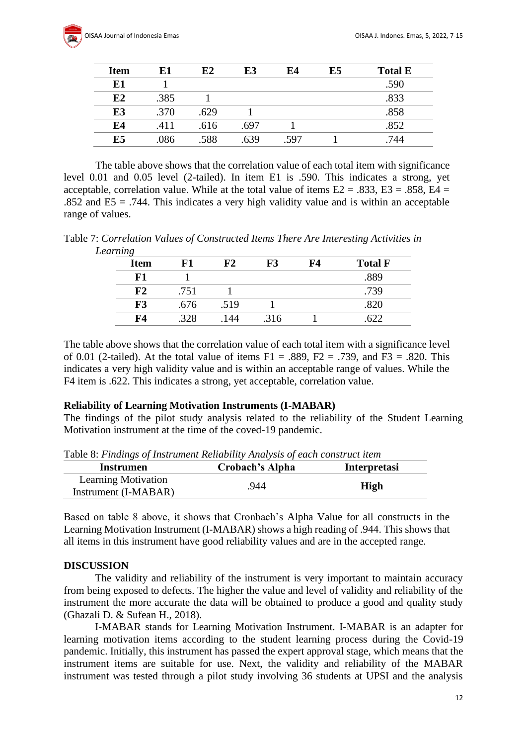| Item | E1 | E2 | E3 | E4 | E5 | Total E |
|---|---|---|---|---|---|---|
| **E1** | 1 | | | | | .590 |
| **E2** | .385 | 1 | | | | .833 |
| **E3** | .370 | .629 | 1 | | | .858 |
| **E4** | .411 | .616 | .697 | 1 | | .852 |
| **E5** | .086 | .588 | .639 | .597 | 1 | .744 |

The table above shows that the correlation value of each total item with significance level 0.01 and 0.05 level (2-tailed). In item E1 is .590. This indicates a strong, yet acceptable, correlation value. While at the total value of items E2 = .833, E3 = .858, E4 = .852 and E5 = .744. This indicates a very high validity value and is within an acceptable range of values.

Table 7: *Correlation Values of Constructed Items There Are Interesting Activities in Learning*

| Item | F1 | F2 | F3 | F4 | Total F |
|---|---|---|---|---|---|
| **F1** | 1 | | | | .889 |
| **F2** | .751 | 1 | | | .739 |
| **F3** | .676 | .519 | 1 | | .820 |
| **F4** | .328 | .144 | .316 | 1 | .622 |

The table above shows that the correlation value of each total item with a significance level of 0.01 (2-tailed). At the total value of items F1 = .889, F2 = .739, and F3 = .820. This indicates a very high validity value and is within an acceptable range of values. While the F4 item is .622. This indicates a strong, yet acceptable, correlation value.

**Reliability of Learning Motivation Instruments (I-MABAR)**

The findings of the pilot study analysis related to the reliability of the Student Learning Motivation instrument at the time of the coved-19 pandemic.

Table 8: *Findings of Instrument Reliability Analysis of each construct item*

| Instrumen | Crobach's Alpha | Interpretasi |
|---|---|---|
| Learning Motivation Instrument (I-MABAR) | .944 | **High** |

Based on table 8 above, it shows that Cronbach's Alpha Value for all constructs in the Learning Motivation Instrument (I-MABAR) shows a high reading of .944. This shows that all items in this instrument have good reliability values and are in the accepted range.

## DISCUSSION

The validity and reliability of the instrument is very important to maintain accuracy from being exposed to defects. The higher the value and level of validity and reliability of the instrument the more accurate the data will be obtained to produce a good and quality study (Ghazali D. & Sufean H., 2018).

I-MABAR stands for Learning Motivation Instrument. I-MABAR is an adapter for learning motivation items according to the student learning process during the Covid-19 pandemic. Initially, this instrument has passed the expert approval stage, which means that the instrument items are suitable for use. Next, the validity and reliability of the MABAR instrument was tested through a pilot study involving 36 students at UPSI and the analysis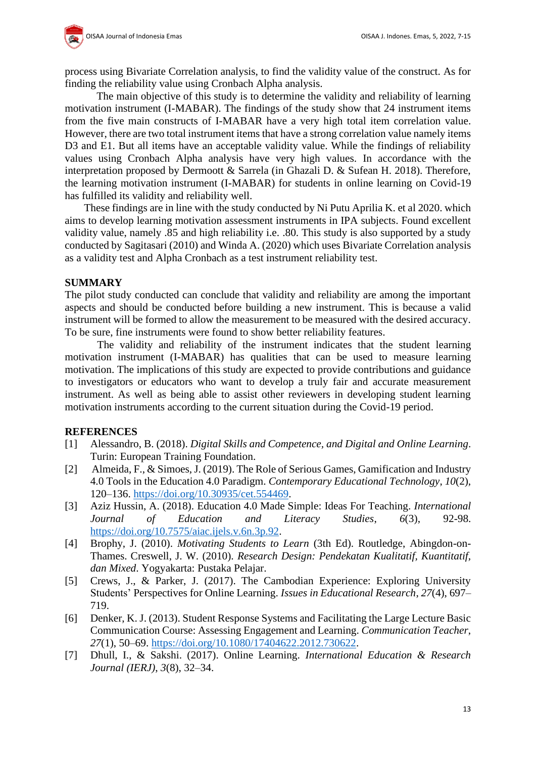process using Bivariate Correlation analysis, to find the validity value of the construct. As for finding the reliability value using Cronbach Alpha analysis.

The main objective of this study is to determine the validity and reliability of learning motivation instrument (I-MABAR). The findings of the study show that 24 instrument items from the five main constructs of I-MABAR have a very high total item correlation value. However, there are two total instrument items that have a strong correlation value namely items D3 and E1. But all items have an acceptable validity value. While the findings of reliability values using Cronbach Alpha analysis have very high values. In accordance with the interpretation proposed by Dermoott & Sarrela (in Ghazali D. & Sufean H. 2018). Therefore, the learning motivation instrument (I-MABAR) for students in online learning on Covid-19 has fulfilled its validity and reliability well.

These findings are in line with the study conducted by Ni Putu Aprilia K. et al 2020. which aims to develop learning motivation assessment instruments in IPA subjects. Found excellent validity value, namely .85 and high reliability i.e. .80. This study is also supported by a study conducted by Sagitasari (2010) and Winda A. (2020) which uses Bivariate Correlation analysis as a validity test and Alpha Cronbach as a test instrument reliability test.

## SUMMARY

The pilot study conducted can conclude that validity and reliability are among the important aspects and should be conducted before building a new instrument. This is because a valid instrument will be formed to allow the measurement to be measured with the desired accuracy. To be sure, fine instruments were found to show better reliability features.

The validity and reliability of the instrument indicates that the student learning motivation instrument (I-MABAR) has qualities that can be used to measure learning motivation. The implications of this study are expected to provide contributions and guidance to investigators or educators who want to develop a truly fair and accurate measurement instrument. As well as being able to assist other reviewers in developing student learning motivation instruments according to the current situation during the Covid-19 period.

## REFERENCES

[1] Alessandro, B. (2018). *Digital Skills and Competence, and Digital and Online Learning*. Turin: European Training Foundation.

[2] Almeida, F., & Simoes, J. (2019). The Role of Serious Games, Gamification and Industry 4.0 Tools in the Education 4.0 Paradigm. *Contemporary Educational Technology*, *10*(2), 120–136. https://doi.org/10.30935/cet.554469.

[3] Aziz Hussin, A. (2018). Education 4.0 Made Simple: Ideas For Teaching. *International Journal of Education and Literacy Studies*, *6*(3), 92-98. https://doi.org/10.7575/aiac.ijels.v.6n.3p.92.

[4] Brophy, J. (2010). *Motivating Students to Learn* (3th Ed). Routledge, Abingdon-on-Thames. Creswell, J. W. (2010). *Research Design: Pendekatan Kualitatif, Kuantitatif, dan Mixed*. Yogyakarta: Pustaka Pelajar.

[5] Crews, J., & Parker, J. (2017). The Cambodian Experience: Exploring University Students' Perspectives for Online Learning. *Issues in Educational Research*, *27*(4), 697–719.

[6] Denker, K. J. (2013). Student Response Systems and Facilitating the Large Lecture Basic Communication Course: Assessing Engagement and Learning. *Communication Teacher*, *27*(1), 50–69. https://doi.org/10.1080/17404622.2012.730622.

[7] Dhull, I., & Sakshi. (2017). Online Learning. *International Education & Research Journal (IERJ)*, *3*(8), 32–34.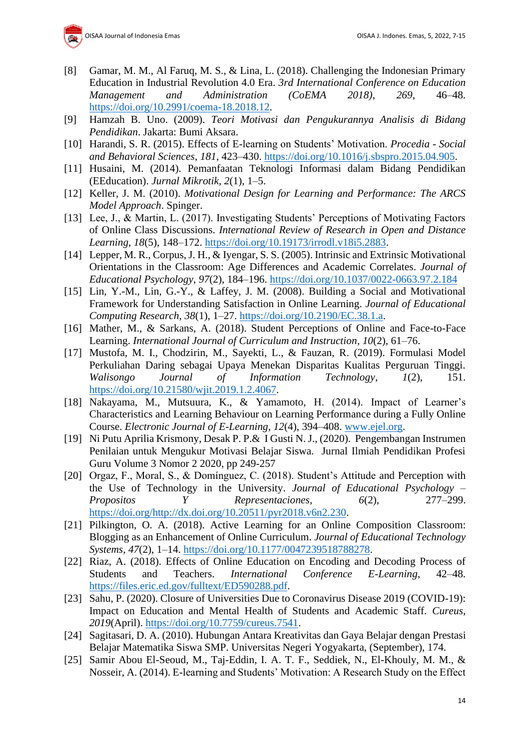[8] Gamar, M. M., Al Faruq, M. S., & Lina, L. (2018). Challenging the Indonesian Primary Education in Industrial Revolution 4.0 Era. *3rd International Conference on Education Management and Administration (CoEMA 2018)*, *269*, 46–48. https://doi.org/10.2991/coema-18.2018.12.

[9] Hamzah B. Uno. (2009). *Teori Motivasi dan Pengukurannya Analisis di Bidang Pendidikan*. Jakarta: Bumi Aksara.

[10] Harandi, S. R. (2015). Effects of E-learning on Students' Motivation. *Procedia - Social and Behavioral Sciences*, *181*, 423–430. https://doi.org/10.1016/j.sbspro.2015.04.905.

[11] Husaini, M. (2014). Pemanfaatan Teknologi Informasi dalam Bidang Pendidikan (EEducation). *Jurnal Mikrotik*, *2*(1), 1–5.

[12] Keller, J. M. (2010). *Motivational Design for Learning and Performance: The ARCS Model Approach*. Spinger.

[13] Lee, J., & Martin, L. (2017). Investigating Students' Perceptions of Motivating Factors of Online Class Discussions. *International Review of Research in Open and Distance Learning*, *18*(5), 148–172. https://doi.org/10.19173/irrodl.v18i5.2883.

[14] Lepper, M. R., Corpus, J. H., & Iyengar, S. S. (2005). Intrinsic and Extrinsic Motivational Orientations in the Classroom: Age Differences and Academic Correlates. *Journal of Educational Psychology*, *97*(2), 184–196. https://doi.org/10.1037/0022-0663.97.2.184

[15] Lin, Y.-M., Lin, G.-Y., & Laffey, J. M. (2008). Building a Social and Motivational Framework for Understanding Satisfaction in Online Learning. *Journal of Educational Computing Research*, *38*(1), 1–27. https://doi.org/10.2190/EC.38.1.a.

[16] Mather, M., & Sarkans, A. (2018). Student Perceptions of Online and Face-to-Face Learning. *International Journal of Curriculum and Instruction*, *10*(2), 61–76.

[17] Mustofa, M. I., Chodzirin, M., Sayekti, L., & Fauzan, R. (2019). Formulasi Model Perkuliahan Daring sebagai Upaya Menekan Disparitas Kualitas Perguruan Tinggi. *Walisongo Journal of Information Technology*, *1*(2), 151. https://doi.org/10.21580/wjit.2019.1.2.4067.

[18] Nakayama, M., Mutsuura, K., & Yamamoto, H. (2014). Impact of Learner's Characteristics and Learning Behaviour on Learning Performance during a Fully Online Course. *Electronic Journal of E-Learning*, *12*(4), 394–408. www.ejel.org.

[19] Ni Putu Aprilia Krismony, Desak P. P.& I Gusti N. J., (2020). Pengembangan Instrumen Penilaian untuk Mengukur Motivasi Belajar Siswa. Jurnal Ilmiah Pendidikan Profesi Guru Volume 3 Nomor 2 2020, pp 249-257

[20] Orgaz, F., Moral, S., & Domínguez, C. (2018). Student's Attitude and Perception with the Use of Technology in the University. *Journal of Educational Psychology – Propositos Y Representaciones*, *6*(2), 277–299. https://doi.org/http://dx.doi.org/10.20511/pyr2018.v6n2.230.

[21] Pilkington, O. A. (2018). Active Learning for an Online Composition Classroom: Blogging as an Enhancement of Online Curriculum. *Journal of Educational Technology Systems*, *47*(2), 1–14. https://doi.org/10.1177/0047239518788278.

[22] Riaz, A. (2018). Effects of Online Education on Encoding and Decoding Process of Students and Teachers. *International Conference E-Learning*, 42–48. https://files.eric.ed.gov/fulltext/ED590288.pdf.

[23] Sahu, P. (2020). Closure of Universities Due to Coronavirus Disease 2019 (COVID-19): Impact on Education and Mental Health of Students and Academic Staff. *Cureus*, *2019*(April). https://doi.org/10.7759/cureus.7541.

[24] Sagitasari, D. A. (2010). Hubungan Antara Kreativitas dan Gaya Belajar dengan Prestasi Belajar Matematika Siswa SMP. Universitas Negeri Yogyakarta, (September), 174.

[25] Samir Abou El-Seoud, M., Taj-Eddin, I. A. T. F., Seddiek, N., El-Khouly, M. M., & Nosseir, A. (2014). E-learning and Students' Motivation: A Research Study on the Effect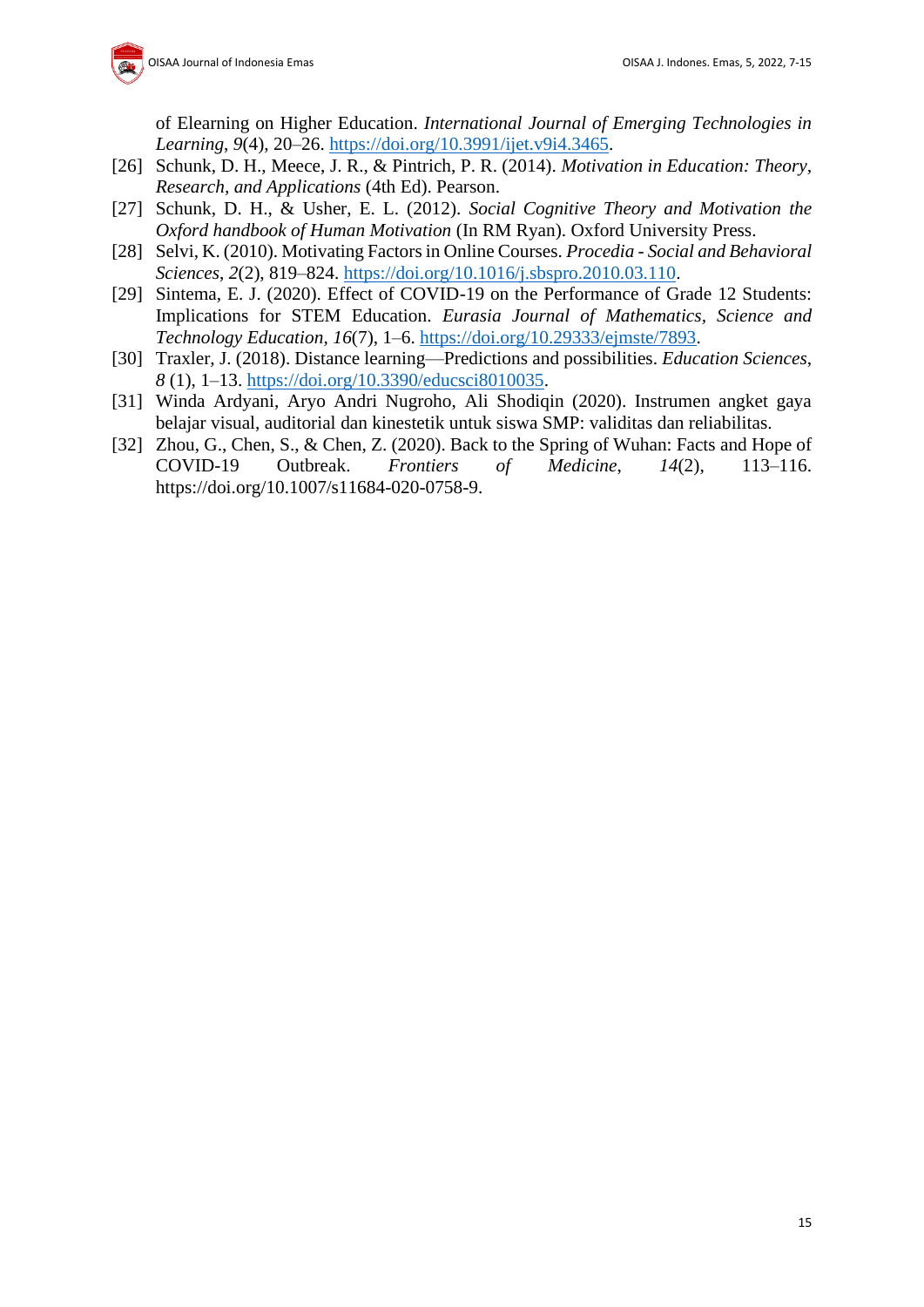of Elearning on Higher Education. *International Journal of Emerging Technologies in Learning*, *9*(4), 20–26. https://doi.org/10.3991/ijet.v9i4.3465.

[26] Schunk, D. H., Meece, J. R., & Pintrich, P. R. (2014). *Motivation in Education: Theory, Research, and Applications* (4th Ed). Pearson.

[27] Schunk, D. H., & Usher, E. L. (2012). *Social Cognitive Theory and Motivation the Oxford handbook of Human Motivation* (In RM Ryan). Oxford University Press.

[28] Selvi, K. (2010). Motivating Factors in Online Courses. *Procedia - Social and Behavioral Sciences*, *2*(2), 819–824. https://doi.org/10.1016/j.sbspro.2010.03.110.

[29] Sintema, E. J. (2020). Effect of COVID-19 on the Performance of Grade 12 Students: Implications for STEM Education. *Eurasia Journal of Mathematics, Science and Technology Education*, *16*(7), 1–6. https://doi.org/10.29333/ejmste/7893.

[30] Traxler, J. (2018). Distance learning—Predictions and possibilities. *Education Sciences*, *8* (1), 1–13. https://doi.org/10.3390/educsci8010035.

[31] Winda Ardyani, Aryo Andri Nugroho, Ali Shodiqin (2020). Instrumen angket gaya belajar visual, auditorial dan kinestetik untuk siswa SMP: validitas dan reliabilitas.

[32] Zhou, G., Chen, S., & Chen, Z. (2020). Back to the Spring of Wuhan: Facts and Hope of COVID-19 Outbreak. *Frontiers of Medicine*, *14*(2), 113–116. https://doi.org/10.1007/s11684-020-0758-9.